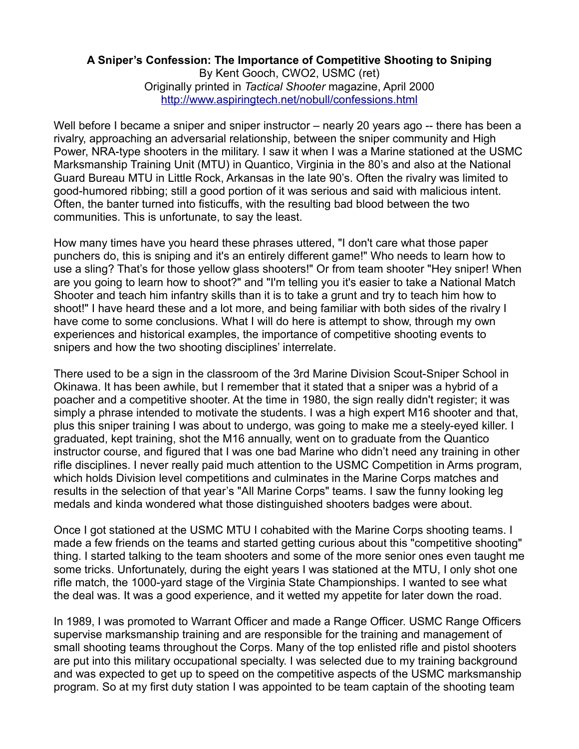**A Sniper's Confession: The Importance of Competitive Shooting to Sniping**

By Kent Gooch, CWO2, USMC (ret)
Originally printed in *Tactical Shooter* magazine, April 2000
http://www.aspiringtech.net/nobull/confessions.html

Well before I became a sniper and sniper instructor – nearly 20 years ago -- there has been a rivalry, approaching an adversarial relationship, between the sniper community and High Power, NRA-type shooters in the military. I saw it when I was a Marine stationed at the USMC Marksmanship Training Unit (MTU) in Quantico, Virginia in the 80's and also at the National Guard Bureau MTU in Little Rock, Arkansas in the late 90's. Often the rivalry was limited to good-humored ribbing; still a good portion of it was serious and said with malicious intent. Often, the banter turned into fisticuffs, with the resulting bad blood between the two communities. This is unfortunate, to say the least.

How many times have you heard these phrases uttered, "I don't care what those paper punchers do, this is sniping and it's an entirely different game!" Who needs to learn how to use a sling? That's for those yellow glass shooters!" Or from team shooter "Hey sniper! When are you going to learn how to shoot?" and "I'm telling you it's easier to take a National Match Shooter and teach him infantry skills than it is to take a grunt and try to teach him how to shoot!" I have heard these and a lot more, and being familiar with both sides of the rivalry I have come to some conclusions. What I will do here is attempt to show, through my own experiences and historical examples, the importance of competitive shooting events to snipers and how the two shooting disciplines' interrelate.

There used to be a sign in the classroom of the 3rd Marine Division Scout-Sniper School in Okinawa. It has been awhile, but I remember that it stated that a sniper was a hybrid of a poacher and a competitive shooter. At the time in 1980, the sign really didn't register; it was simply a phrase intended to motivate the students. I was a high expert M16 shooter and that, plus this sniper training I was about to undergo, was going to make me a steely-eyed killer. I graduated, kept training, shot the M16 annually, went on to graduate from the Quantico instructor course, and figured that I was one bad Marine who didn't need any training in other rifle disciplines. I never really paid much attention to the USMC Competition in Arms program, which holds Division level competitions and culminates in the Marine Corps matches and results in the selection of that year's "All Marine Corps" teams. I saw the funny looking leg medals and kinda wondered what those distinguished shooters badges were about.

Once I got stationed at the USMC MTU I cohabited with the Marine Corps shooting teams. I made a few friends on the teams and started getting curious about this "competitive shooting" thing. I started talking to the team shooters and some of the more senior ones even taught me some tricks. Unfortunately, during the eight years I was stationed at the MTU, I only shot one rifle match, the 1000-yard stage of the Virginia State Championships. I wanted to see what the deal was. It was a good experience, and it wetted my appetite for later down the road.

In 1989, I was promoted to Warrant Officer and made a Range Officer. USMC Range Officers supervise marksmanship training and are responsible for the training and management of small shooting teams throughout the Corps. Many of the top enlisted rifle and pistol shooters are put into this military occupational specialty. I was selected due to my training background and was expected to get up to speed on the competitive aspects of the USMC marksmanship program. So at my first duty station I was appointed to be team captain of the shooting team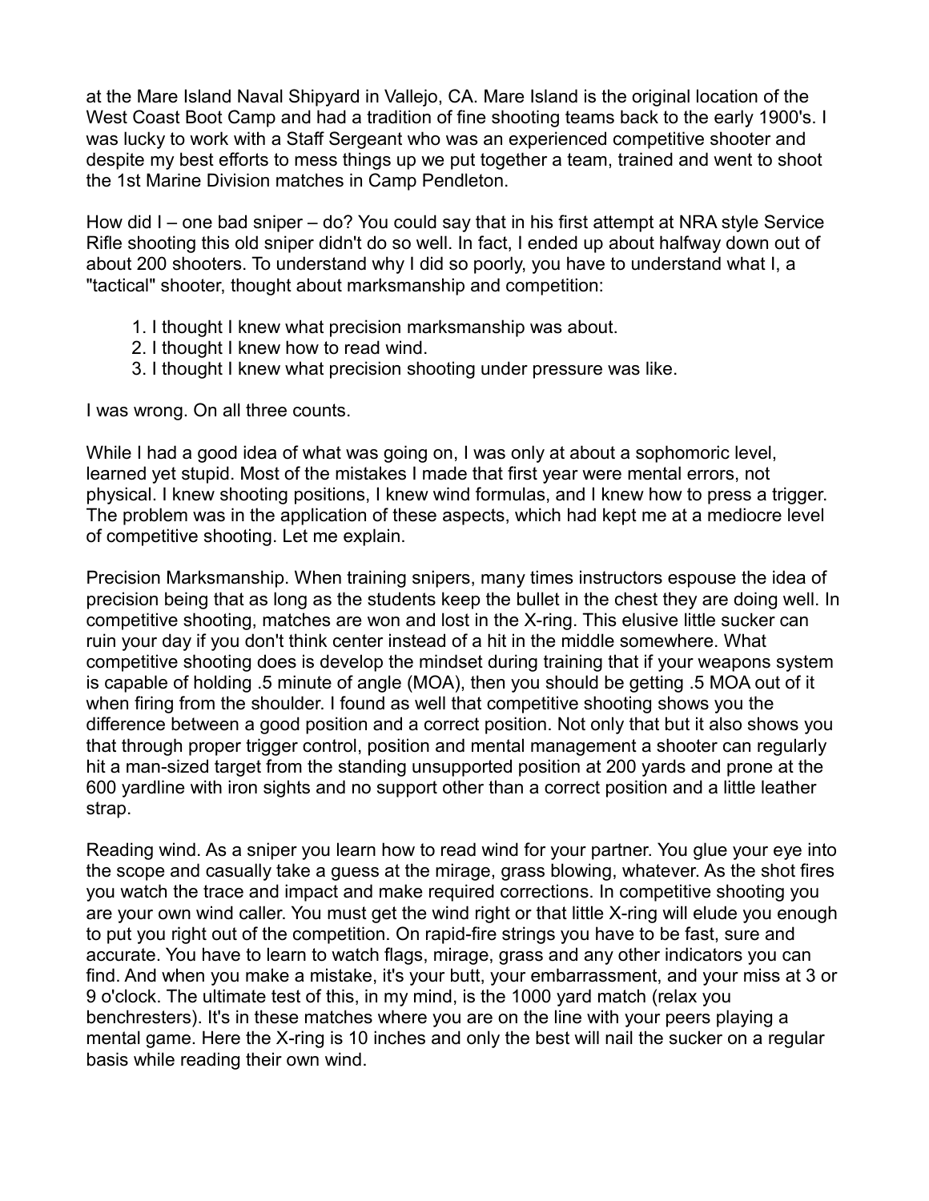at the Mare Island Naval Shipyard in Vallejo, CA. Mare Island is the original location of the West Coast Boot Camp and had a tradition of fine shooting teams back to the early 1900's. I was lucky to work with a Staff Sergeant who was an experienced competitive shooter and despite my best efforts to mess things up we put together a team, trained and went to shoot the 1st Marine Division matches in Camp Pendleton.

How did I – one bad sniper – do? You could say that in his first attempt at NRA style Service Rifle shooting this old sniper didn't do so well. In fact, I ended up about halfway down out of about 200 shooters. To understand why I did so poorly, you have to understand what I, a "tactical" shooter, thought about marksmanship and competition:

1. I thought I knew what precision marksmanship was about.
2. I thought I knew how to read wind.
3. I thought I knew what precision shooting under pressure was like.

I was wrong. On all three counts.

While I had a good idea of what was going on, I was only at about a sophomoric level, learned yet stupid. Most of the mistakes I made that first year were mental errors, not physical. I knew shooting positions, I knew wind formulas, and I knew how to press a trigger. The problem was in the application of these aspects, which had kept me at a mediocre level of competitive shooting. Let me explain.

Precision Marksmanship. When training snipers, many times instructors espouse the idea of precision being that as long as the students keep the bullet in the chest they are doing well. In competitive shooting, matches are won and lost in the X-ring. This elusive little sucker can ruin your day if you don't think center instead of a hit in the middle somewhere. What competitive shooting does is develop the mindset during training that if your weapons system is capable of holding .5 minute of angle (MOA), then you should be getting .5 MOA out of it when firing from the shoulder. I found as well that competitive shooting shows you the difference between a good position and a correct position. Not only that but it also shows you that through proper trigger control, position and mental management a shooter can regularly hit a man-sized target from the standing unsupported position at 200 yards and prone at the 600 yardline with iron sights and no support other than a correct position and a little leather strap.

Reading wind. As a sniper you learn how to read wind for your partner. You glue your eye into the scope and casually take a guess at the mirage, grass blowing, whatever. As the shot fires you watch the trace and impact and make required corrections. In competitive shooting you are your own wind caller. You must get the wind right or that little X-ring will elude you enough to put you right out of the competition. On rapid-fire strings you have to be fast, sure and accurate. You have to learn to watch flags, mirage, grass and any other indicators you can find. And when you make a mistake, it's your butt, your embarrassment, and your miss at 3 or 9 o'clock. The ultimate test of this, in my mind, is the 1000 yard match (relax you benchresters). It's in these matches where you are on the line with your peers playing a mental game. Here the X-ring is 10 inches and only the best will nail the sucker on a regular basis while reading their own wind.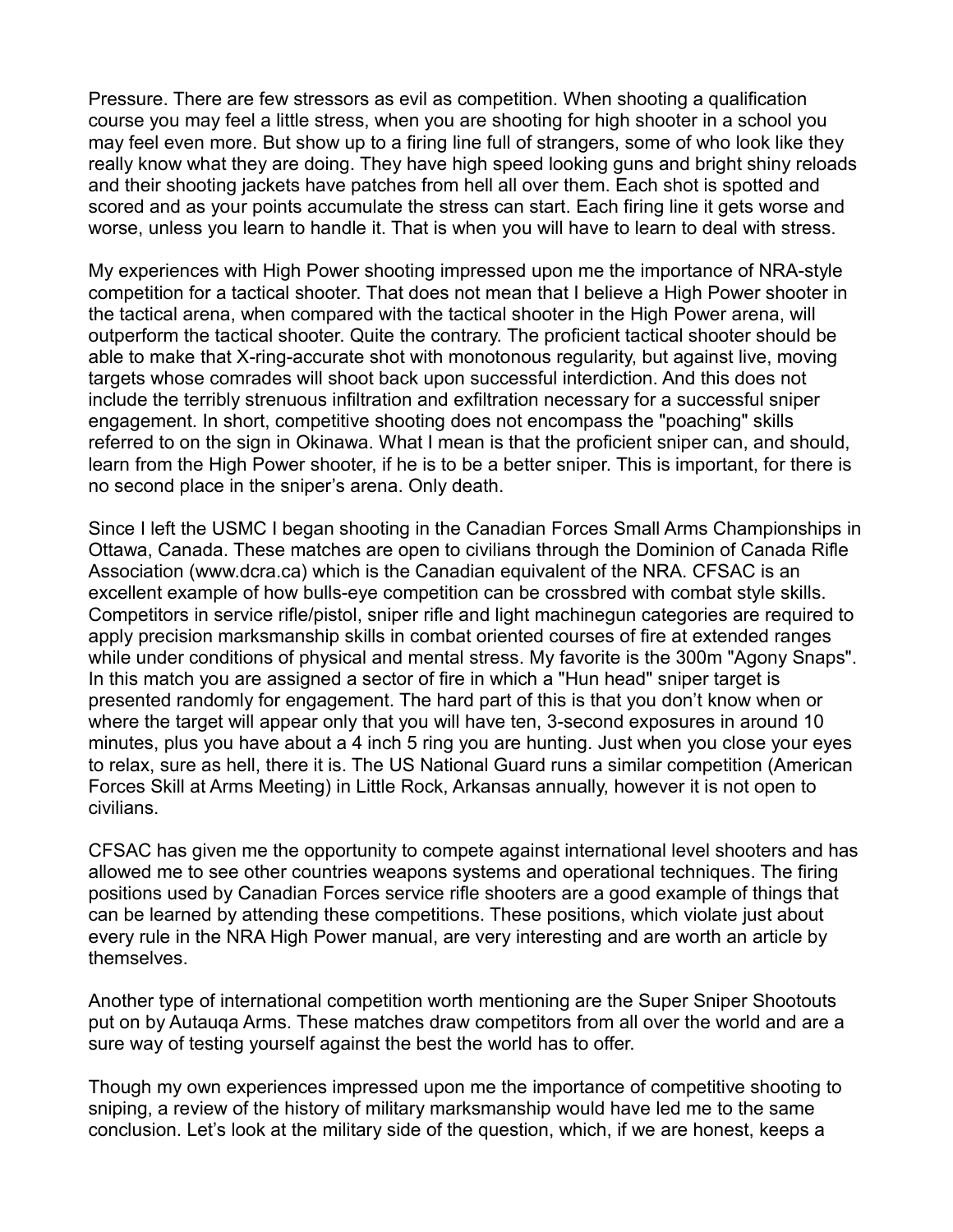Pressure. There are few stressors as evil as competition. When shooting a qualification course you may feel a little stress, when you are shooting for high shooter in a school you may feel even more. But show up to a firing line full of strangers, some of who look like they really know what they are doing. They have high speed looking guns and bright shiny reloads and their shooting jackets have patches from hell all over them. Each shot is spotted and scored and as your points accumulate the stress can start. Each firing line it gets worse and worse, unless you learn to handle it. That is when you will have to learn to deal with stress.

My experiences with High Power shooting impressed upon me the importance of NRA-style competition for a tactical shooter. That does not mean that I believe a High Power shooter in the tactical arena, when compared with the tactical shooter in the High Power arena, will outperform the tactical shooter. Quite the contrary. The proficient tactical shooter should be able to make that X-ring-accurate shot with monotonous regularity, but against live, moving targets whose comrades will shoot back upon successful interdiction. And this does not include the terribly strenuous infiltration and exfiltration necessary for a successful sniper engagement. In short, competitive shooting does not encompass the "poaching" skills referred to on the sign in Okinawa. What I mean is that the proficient sniper can, and should, learn from the High Power shooter, if he is to be a better sniper. This is important, for there is no second place in the sniper's arena. Only death.

Since I left the USMC I began shooting in the Canadian Forces Small Arms Championships in Ottawa, Canada. These matches are open to civilians through the Dominion of Canada Rifle Association (www.dcra.ca) which is the Canadian equivalent of the NRA. CFSAC is an excellent example of how bulls-eye competition can be crossbred with combat style skills. Competitors in service rifle/pistol, sniper rifle and light machinegun categories are required to apply precision marksmanship skills in combat oriented courses of fire at extended ranges while under conditions of physical and mental stress. My favorite is the 300m "Agony Snaps". In this match you are assigned a sector of fire in which a "Hun head" sniper target is presented randomly for engagement. The hard part of this is that you don't know when or where the target will appear only that you will have ten, 3-second exposures in around 10 minutes, plus you have about a 4 inch 5 ring you are hunting. Just when you close your eyes to relax, sure as hell, there it is. The US National Guard runs a similar competition (American Forces Skill at Arms Meeting) in Little Rock, Arkansas annually, however it is not open to civilians.

CFSAC has given me the opportunity to compete against international level shooters and has allowed me to see other countries weapons systems and operational techniques. The firing positions used by Canadian Forces service rifle shooters are a good example of things that can be learned by attending these competitions. These positions, which violate just about every rule in the NRA High Power manual, are very interesting and are worth an article by themselves.

Another type of international competition worth mentioning are the Super Sniper Shootouts put on by Autauqa Arms. These matches draw competitors from all over the world and are a sure way of testing yourself against the best the world has to offer.

Though my own experiences impressed upon me the importance of competitive shooting to sniping, a review of the history of military marksmanship would have led me to the same conclusion. Let's look at the military side of the question, which, if we are honest, keeps a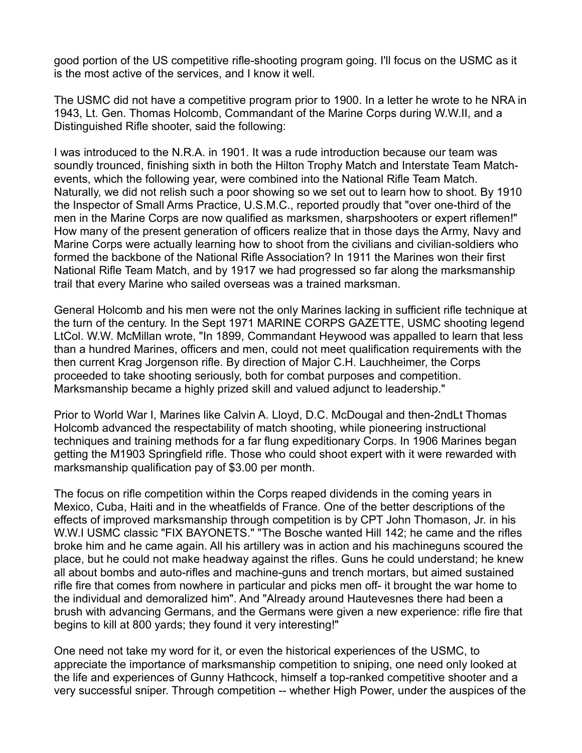good portion of the US competitive rifle-shooting program going. I'll focus on the USMC as it is the most active of the services, and I know it well.

The USMC did not have a competitive program prior to 1900. In a letter he wrote to he NRA in 1943, Lt. Gen. Thomas Holcomb, Commandant of the Marine Corps during W.W.II, and a Distinguished Rifle shooter, said the following:

I was introduced to the N.R.A. in 1901. It was a rude introduction because our team was soundly trounced, finishing sixth in both the Hilton Trophy Match and Interstate Team Match-events, which the following year, were combined into the National Rifle Team Match. Naturally, we did not relish such a poor showing so we set out to learn how to shoot. By 1910 the Inspector of Small Arms Practice, U.S.M.C., reported proudly that "over one-third of the men in the Marine Corps are now qualified as marksmen, sharpshooters or expert riflemen!" How many of the present generation of officers realize that in those days the Army, Navy and Marine Corps were actually learning how to shoot from the civilians and civilian-soldiers who formed the backbone of the National Rifle Association? In 1911 the Marines won their first National Rifle Team Match, and by 1917 we had progressed so far along the marksmanship trail that every Marine who sailed overseas was a trained marksman.

General Holcomb and his men were not the only Marines lacking in sufficient rifle technique at the turn of the century. In the Sept 1971 MARINE CORPS GAZETTE, USMC shooting legend LtCol. W.W. McMillan wrote, "In 1899, Commandant Heywood was appalled to learn that less than a hundred Marines, officers and men, could not meet qualification requirements with the then current Krag Jorgenson rifle. By direction of Major C.H. Lauchheimer, the Corps proceeded to take shooting seriously, both for combat purposes and competition. Marksmanship became a highly prized skill and valued adjunct to leadership."

Prior to World War I, Marines like Calvin A. Lloyd, D.C. McDougal and then-2ndLt Thomas Holcomb advanced the respectability of match shooting, while pioneering instructional techniques and training methods for a far flung expeditionary Corps. In 1906 Marines began getting the M1903 Springfield rifle. Those who could shoot expert with it were rewarded with marksmanship qualification pay of $3.00 per month.

The focus on rifle competition within the Corps reaped dividends in the coming years in Mexico, Cuba, Haiti and in the wheatfields of France. One of the better descriptions of the effects of improved marksmanship through competition is by CPT John Thomason, Jr. in his W.W.I USMC classic "FIX BAYONETS." "The Bosche wanted Hill 142; he came and the rifles broke him and he came again. All his artillery was in action and his machineguns scoured the place, but he could not make headway against the rifles. Guns he could understand; he knew all about bombs and auto-rifles and machine-guns and trench mortars, but aimed sustained rifle fire that comes from nowhere in particular and picks men off- it brought the war home to the individual and demoralized him". And "Already around Hautevesnes there had been a brush with advancing Germans, and the Germans were given a new experience: rifle fire that begins to kill at 800 yards; they found it very interesting!"

One need not take my word for it, or even the historical experiences of the USMC, to appreciate the importance of marksmanship competition to sniping, one need only looked at the life and experiences of Gunny Hathcock, himself a top-ranked competitive shooter and a very successful sniper. Through competition -- whether High Power, under the auspices of the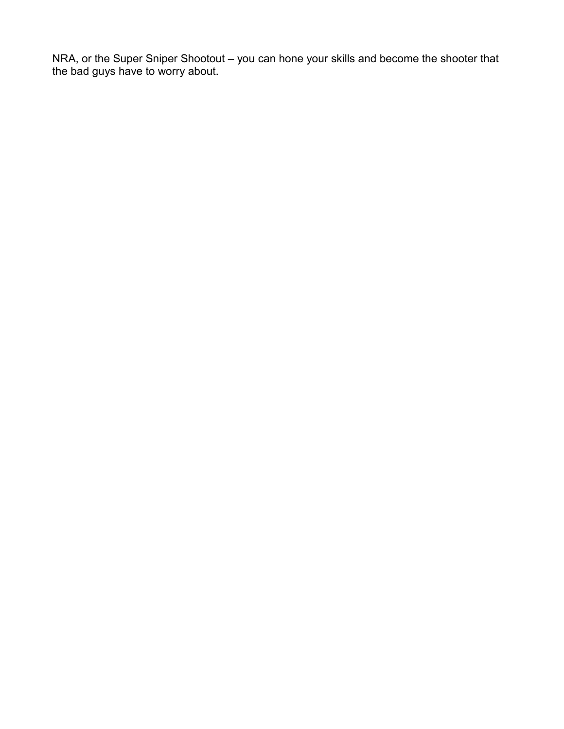NRA, or the Super Sniper Shootout – you can hone your skills and become the shooter that the bad guys have to worry about.